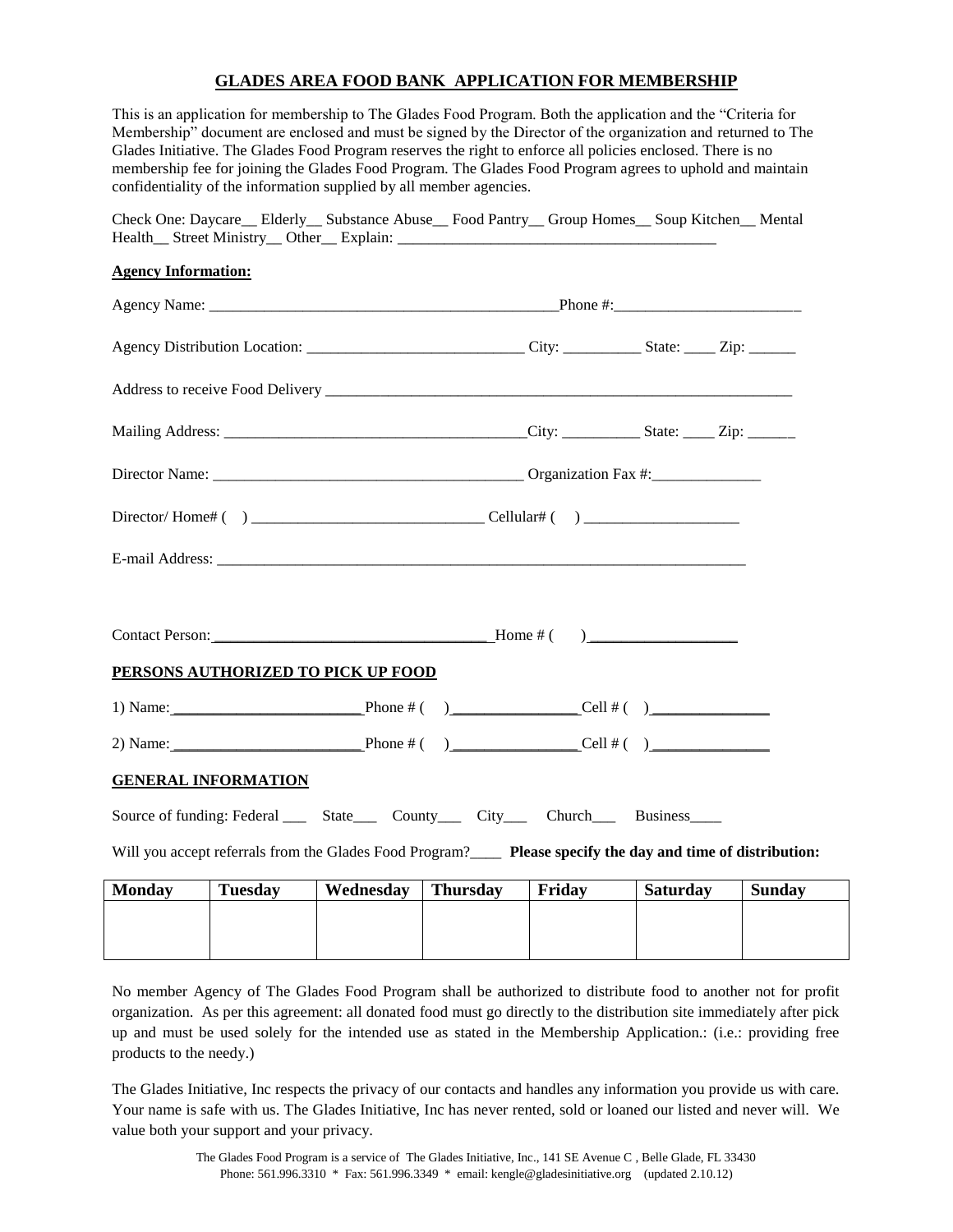# GLADES AREA FOOD BANK APPLICATION FOR MEMBERSHIP

This is an application for membership to The Glades Food Program. Both the application and the "Criteria for Membership" document are enclosed and must be signed by the Director of the organization and returned to The Glades Initiative. The Glades Food Program reserves the right to enforce all policies enclosed. There is no membership fee for joining the Glades Food Program. The Glades Food Program agrees to uphold and maintain confidentiality of the information supplied by all member agencies.

Check One: Daycare__ Elderly__ Substance Abuse__ Food Pantry__ Group Homes__ Soup Kitchen__ Mental Health__ Street Ministry__ Other__ Explain: ________________________________________

**Agency Information:**

Agency Name: ____________________________________________Phone #:_______________________

Agency Distribution Location: ___________________________ City: __________ State: ____ Zip: ______

Address to receive Food Delivery ____________________________________________________________

Mailing Address: ______________________________________City: __________ State: ____ Zip: ______

Director Name: ______________________________________ Organization Fax #:______________

Director/ Home# (   ) _____________________________ Cellular# (   ) ___________________

E-mail Address: ______________________________________________________________________

Contact Person: ___________________________________ Home # (   ) __________________

**PERSONS AUTHORIZED TO PICK UP FOOD**

1) Name: ________________________ Phone # (   ) ________________ Cell # (   ) _______________

2) Name: ________________________ Phone # (   ) ________________ Cell # (   ) _______________

**GENERAL INFORMATION**

Source of funding: Federal ___ State___ County___ City___ Church___ Business____

Will you accept referrals from the Glades Food Program?____ **Please specify the day and time of distribution:**

| Monday | Tuesday | Wednesday | Thursday | Friday | Saturday | Sunday |
|---|---|---|---|---|---|---|
| | | | | | | |

No member Agency of The Glades Food Program shall be authorized to distribute food to another not for profit organization. As per this agreement: all donated food must go directly to the distribution site immediately after pick up and must be used solely for the intended use as stated in the Membership Application.: (i.e.: providing free products to the needy.)

The Glades Initiative, Inc respects the privacy of our contacts and handles any information you provide us with care. Your name is safe with us. The Glades Initiative, Inc has never rented, sold or loaned our listed and never will. We value both your support and your privacy.

The Glades Food Program is a service of The Glades Initiative, Inc., 141 SE Avenue C , Belle Glade, FL 33430
Phone: 561.996.3310 * Fax: 561.996.3349 * email: kengle@gladesinitiative.org (updated 2.10.12)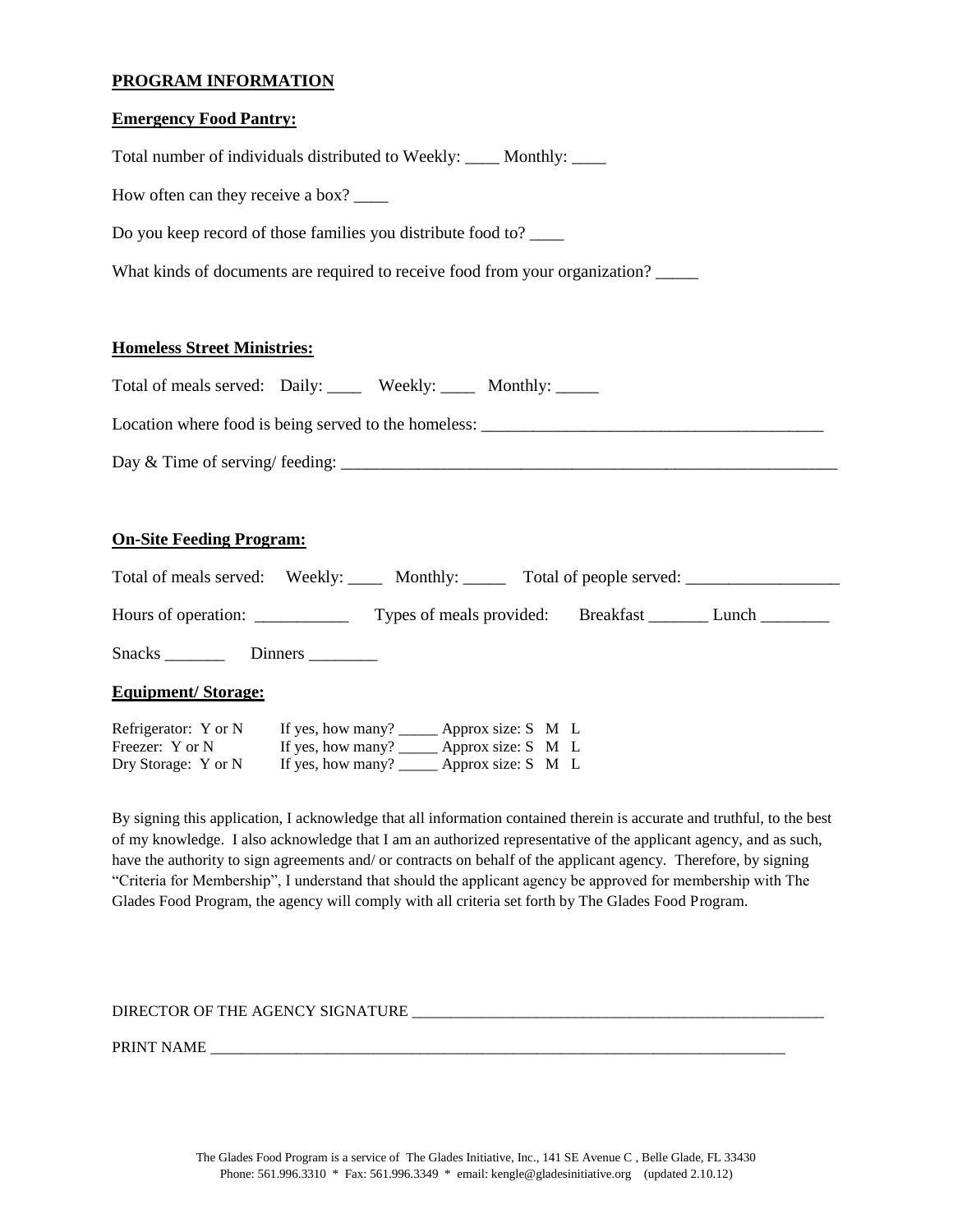**PROGRAM INFORMATION**

**Emergency Food Pantry:**

Total number of individuals distributed to Weekly: ____ Monthly: ____

How often can they receive a box? ____

Do you keep record of those families you distribute food to? ____

What kinds of documents are required to receive food from your organization? _____

**Homeless Street Ministries:**

Total of meals served: Daily: ____ Weekly: ____ Monthly: _____

Location where food is being served to the homeless: _________________________________________

Day & Time of serving/ feeding: ____________________________________________________________

**On-Site Feeding Program:**

Total of meals served: Weekly: ____ Monthly: _____ Total of people served: __________________

Hours of operation: ___________ Types of meals provided: Breakfast _______ Lunch ________

Snacks _______ Dinners ________

**Equipment/ Storage:**

Refrigerator: Y or N If yes, how many? _____ Approx size: S M L
Freezer: Y or N If yes, how many? _____ Approx size: S M L
Dry Storage: Y or N If yes, how many? _____ Approx size: S M L

By signing this application, I acknowledge that all information contained therein is accurate and truthful, to the best of my knowledge. I also acknowledge that I am an authorized representative of the applicant agency, and as such, have the authority to sign agreements and/ or contracts on behalf of the applicant agency. Therefore, by signing "Criteria for Membership", I understand that should the applicant agency be approved for membership with The Glades Food Program, the agency will comply with all criteria set forth by The Glades Food Program.

DIRECTOR OF THE AGENCY SIGNATURE ______________________________________________________

PRINT NAME ___________________________________________________________________________

The Glades Food Program is a service of The Glades Initiative, Inc., 141 SE Avenue C , Belle Glade, FL 33430
Phone: 561.996.3310 * Fax: 561.996.3349 * email: kengle@gladesinitiative.org (updated 2.10.12)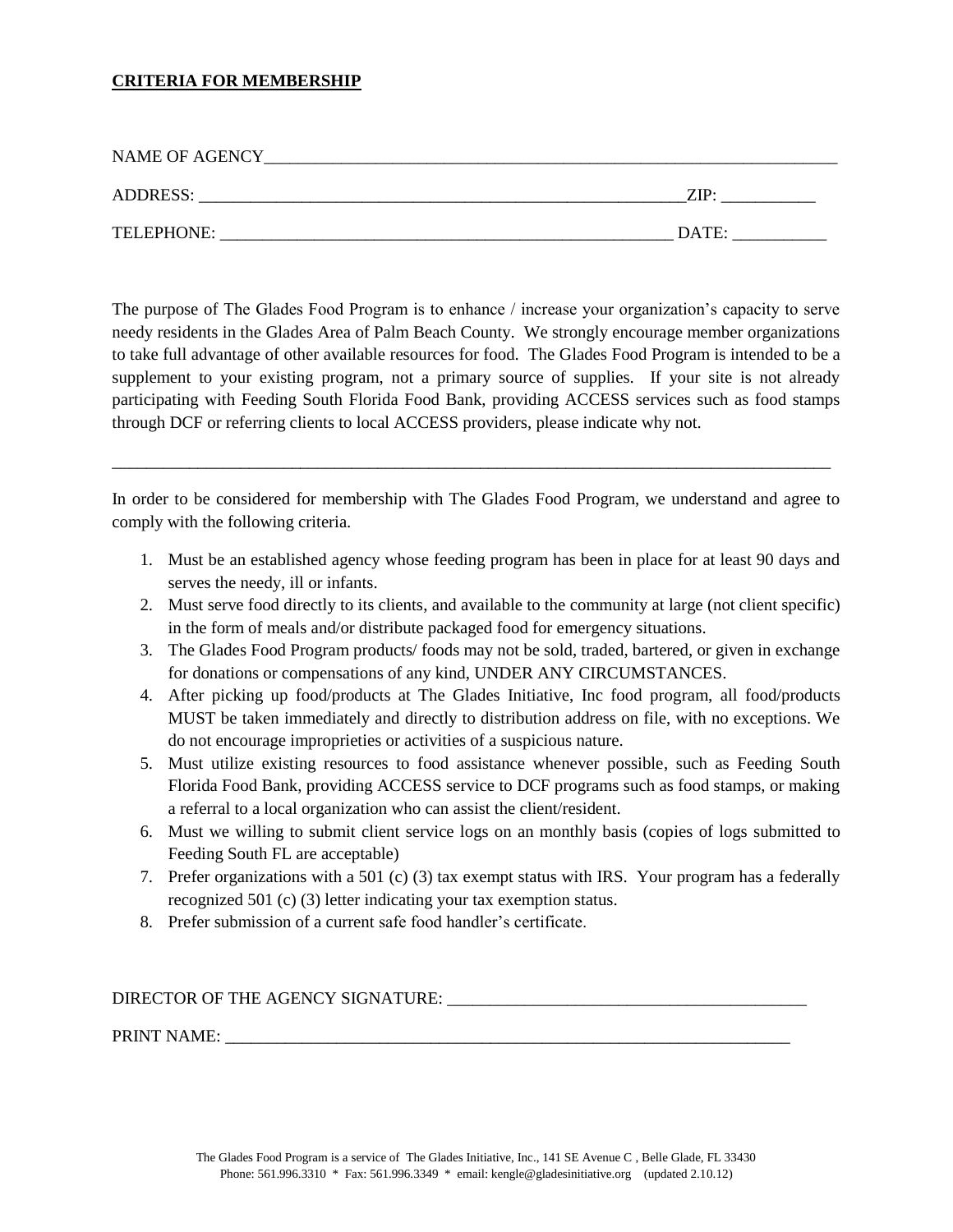**CRITERIA FOR MEMBERSHIP**

NAME OF AGENCY_______________________________________________________________________

ADDRESS: ______________________________________________________________ZIP: ___________

TELEPHONE: ________________________________________________________ DATE: ___________

The purpose of The Glades Food Program is to enhance / increase your organization's capacity to serve needy residents in the Glades Area of Palm Beach County. We strongly encourage member organizations to take full advantage of other available resources for food. The Glades Food Program is intended to be a supplement to your existing program, not a primary source of supplies. If your site is not already participating with Feeding South Florida Food Bank, providing ACCESS services such as food stamps through DCF or referring clients to local ACCESS providers, please indicate why not.

_____________________________________________________________________________________

In order to be considered for membership with The Glades Food Program, we understand and agree to comply with the following criteria.

1. Must be an established agency whose feeding program has been in place for at least 90 days and serves the needy, ill or infants.
2. Must serve food directly to its clients, and available to the community at large (not client specific) in the form of meals and/or distribute packaged food for emergency situations.
3. The Glades Food Program products/ foods may not be sold, traded, bartered, or given in exchange for donations or compensations of any kind, UNDER ANY CIRCUMSTANCES.
4. After picking up food/products at The Glades Initiative, Inc food program, all food/products MUST be taken immediately and directly to distribution address on file, with no exceptions. We do not encourage improprieties or activities of a suspicious nature.
5. Must utilize existing resources to food assistance whenever possible, such as Feeding South Florida Food Bank, providing ACCESS service to DCF programs such as food stamps, or making a referral to a local organization who can assist the client/resident.
6. Must we willing to submit client service logs on an monthly basis (copies of logs submitted to Feeding South FL are acceptable)
7. Prefer organizations with a 501 (c) (3) tax exempt status with IRS. Your program has a federally recognized 501 (c) (3) letter indicating your tax exemption status.
8. Prefer submission of a current safe food handler's certificate.

DIRECTOR OF THE AGENCY SIGNATURE: ___________________________________________

PRINT NAME: ______________________________________________________________

The Glades Food Program is a service of The Glades Initiative, Inc., 141 SE Avenue C , Belle Glade, FL 33430
Phone: 561.996.3310 * Fax: 561.996.3349 * email: kengle@gladesinitiative.org (updated 2.10.12)